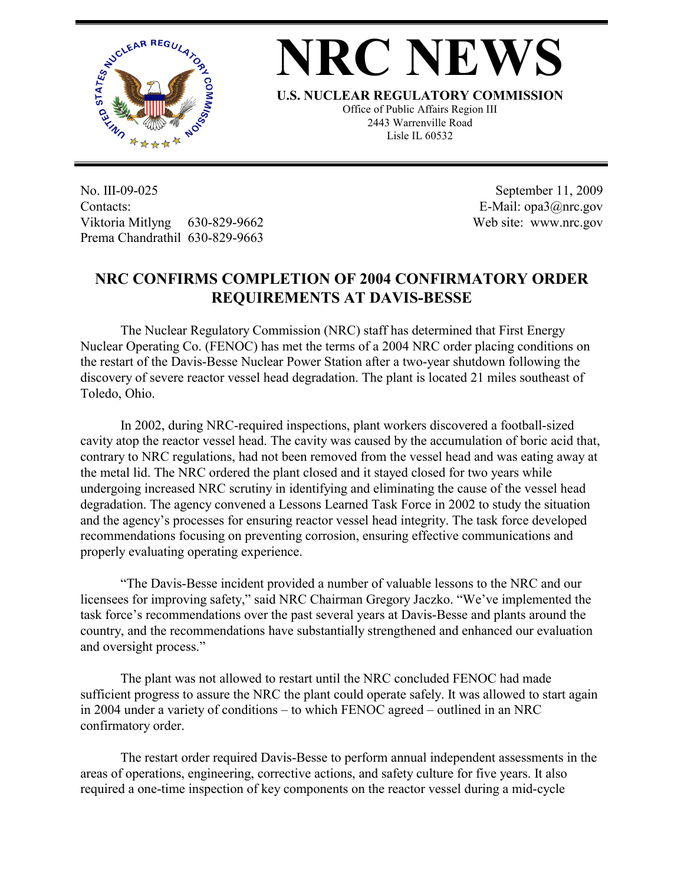# NRC NEWS

**U.S. NUCLEAR REGULATORY COMMISSION**
Office of Public Affairs Region III
2443 Warrenville Road
Lisle IL 60532

No. III-09-025
Contacts:
Viktoria Mitlyng 630-829-9662
Prema Chandrathil 630-829-9663

September 11, 2009
E-Mail: opa3@nrc.gov
Web site: www.nrc.gov

## NRC CONFIRMS COMPLETION OF 2004 CONFIRMATORY ORDER REQUIREMENTS AT DAVIS-BESSE

The Nuclear Regulatory Commission (NRC) staff has determined that First Energy Nuclear Operating Co. (FENOC) has met the terms of a 2004 NRC order placing conditions on the restart of the Davis-Besse Nuclear Power Station after a two-year shutdown following the discovery of severe reactor vessel head degradation. The plant is located 21 miles southeast of Toledo, Ohio.

In 2002, during NRC-required inspections, plant workers discovered a football-sized cavity atop the reactor vessel head. The cavity was caused by the accumulation of boric acid that, contrary to NRC regulations, had not been removed from the vessel head and was eating away at the metal lid. The NRC ordered the plant closed and it stayed closed for two years while undergoing increased NRC scrutiny in identifying and eliminating the cause of the vessel head degradation. The agency convened a Lessons Learned Task Force in 2002 to study the situation and the agency's processes for ensuring reactor vessel head integrity. The task force developed recommendations focusing on preventing corrosion, ensuring effective communications and properly evaluating operating experience.

"The Davis-Besse incident provided a number of valuable lessons to the NRC and our licensees for improving safety," said NRC Chairman Gregory Jaczko. "We've implemented the task force's recommendations over the past several years at Davis-Besse and plants around the country, and the recommendations have substantially strengthened and enhanced our evaluation and oversight process."

The plant was not allowed to restart until the NRC concluded FENOC had made sufficient progress to assure the NRC the plant could operate safely. It was allowed to start again in 2004 under a variety of conditions – to which FENOC agreed – outlined in an NRC confirmatory order.

The restart order required Davis-Besse to perform annual independent assessments in the areas of operations, engineering, corrective actions, and safety culture for five years. It also required a one-time inspection of key components on the reactor vessel during a mid-cycle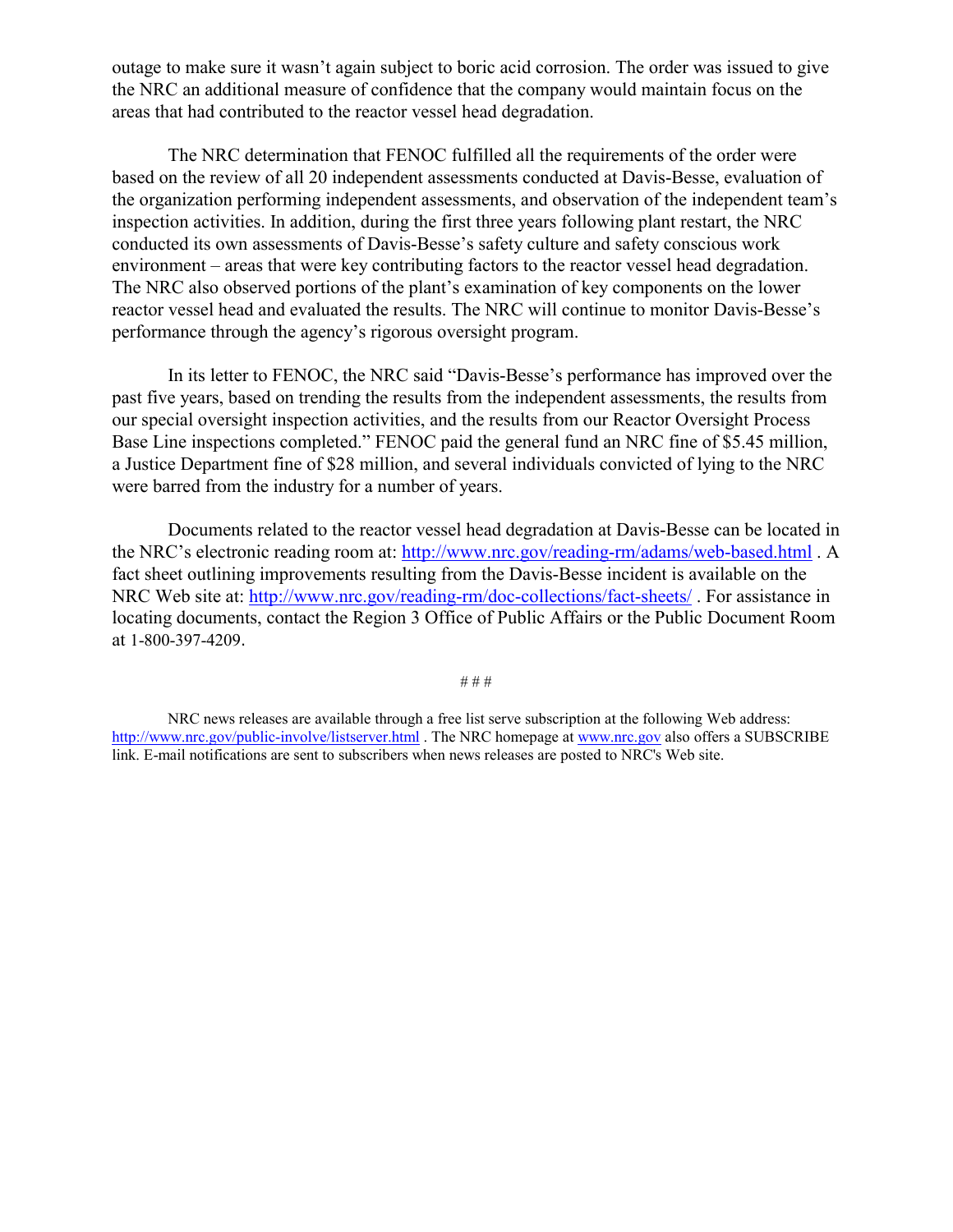outage to make sure it wasn't again subject to boric acid corrosion. The order was issued to give the NRC an additional measure of confidence that the company would maintain focus on the areas that had contributed to the reactor vessel head degradation.

The NRC determination that FENOC fulfilled all the requirements of the order were based on the review of all 20 independent assessments conducted at Davis-Besse, evaluation of the organization performing independent assessments, and observation of the independent team's inspection activities. In addition, during the first three years following plant restart, the NRC conducted its own assessments of Davis-Besse's safety culture and safety conscious work environment – areas that were key contributing factors to the reactor vessel head degradation. The NRC also observed portions of the plant's examination of key components on the lower reactor vessel head and evaluated the results. The NRC will continue to monitor Davis-Besse's performance through the agency's rigorous oversight program.

In its letter to FENOC, the NRC said "Davis-Besse's performance has improved over the past five years, based on trending the results from the independent assessments, the results from our special oversight inspection activities, and the results from our Reactor Oversight Process Base Line inspections completed." FENOC paid the general fund an NRC fine of $5.45 million, a Justice Department fine of $28 million, and several individuals convicted of lying to the NRC were barred from the industry for a number of years.

Documents related to the reactor vessel head degradation at Davis-Besse can be located in the NRC's electronic reading room at: http://www.nrc.gov/reading-rm/adams/web-based.html . A fact sheet outlining improvements resulting from the Davis-Besse incident is available on the NRC Web site at: http://www.nrc.gov/reading-rm/doc-collections/fact-sheets/ . For assistance in locating documents, contact the Region 3 Office of Public Affairs or the Public Document Room at 1-800-397-4209.

# # #

NRC news releases are available through a free list serve subscription at the following Web address: http://www.nrc.gov/public-involve/listserver.html . The NRC homepage at www.nrc.gov also offers a SUBSCRIBE link. E-mail notifications are sent to subscribers when news releases are posted to NRC's Web site.